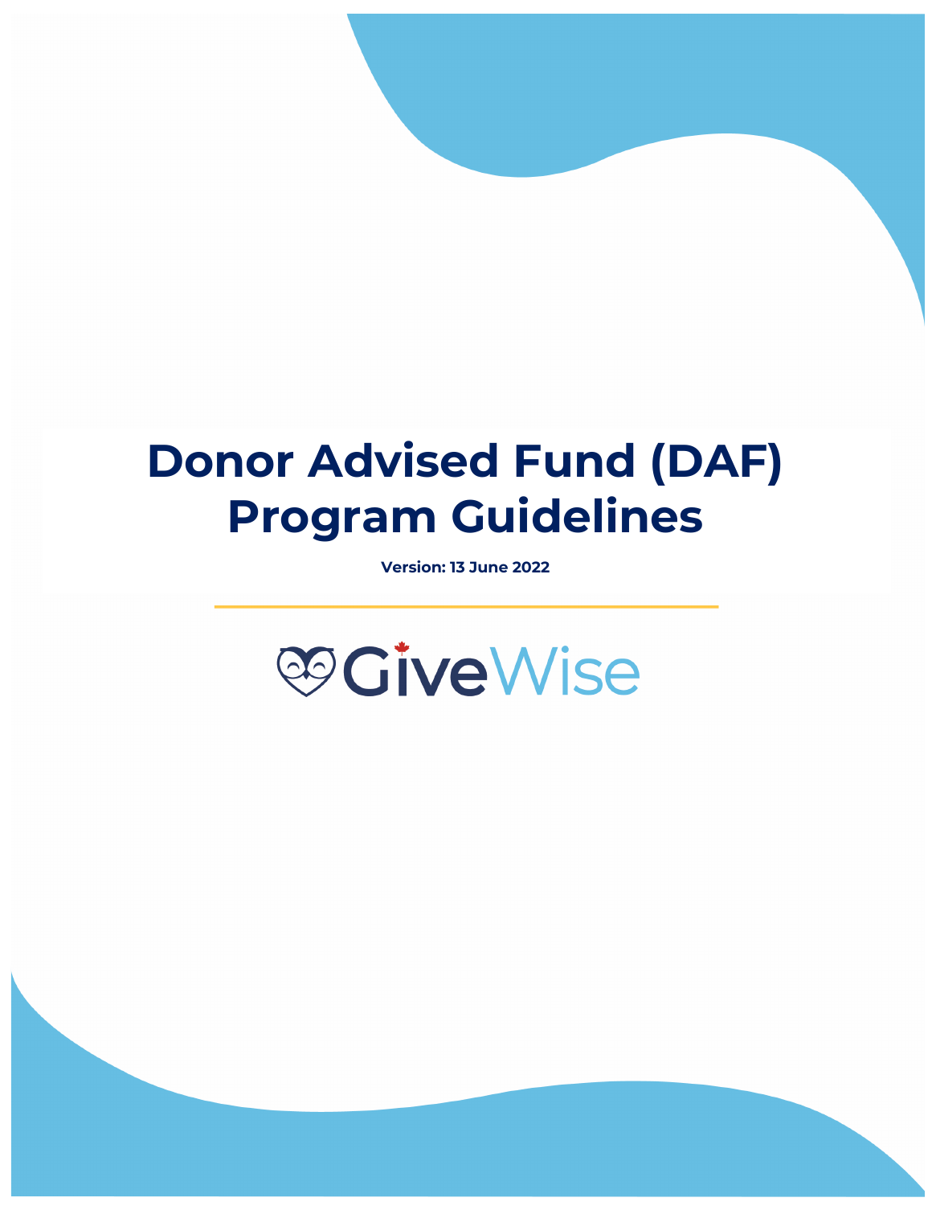# Donor Advised Fund (DAF) Program Guidelines

**Version: 13 June 2022**

GiveWise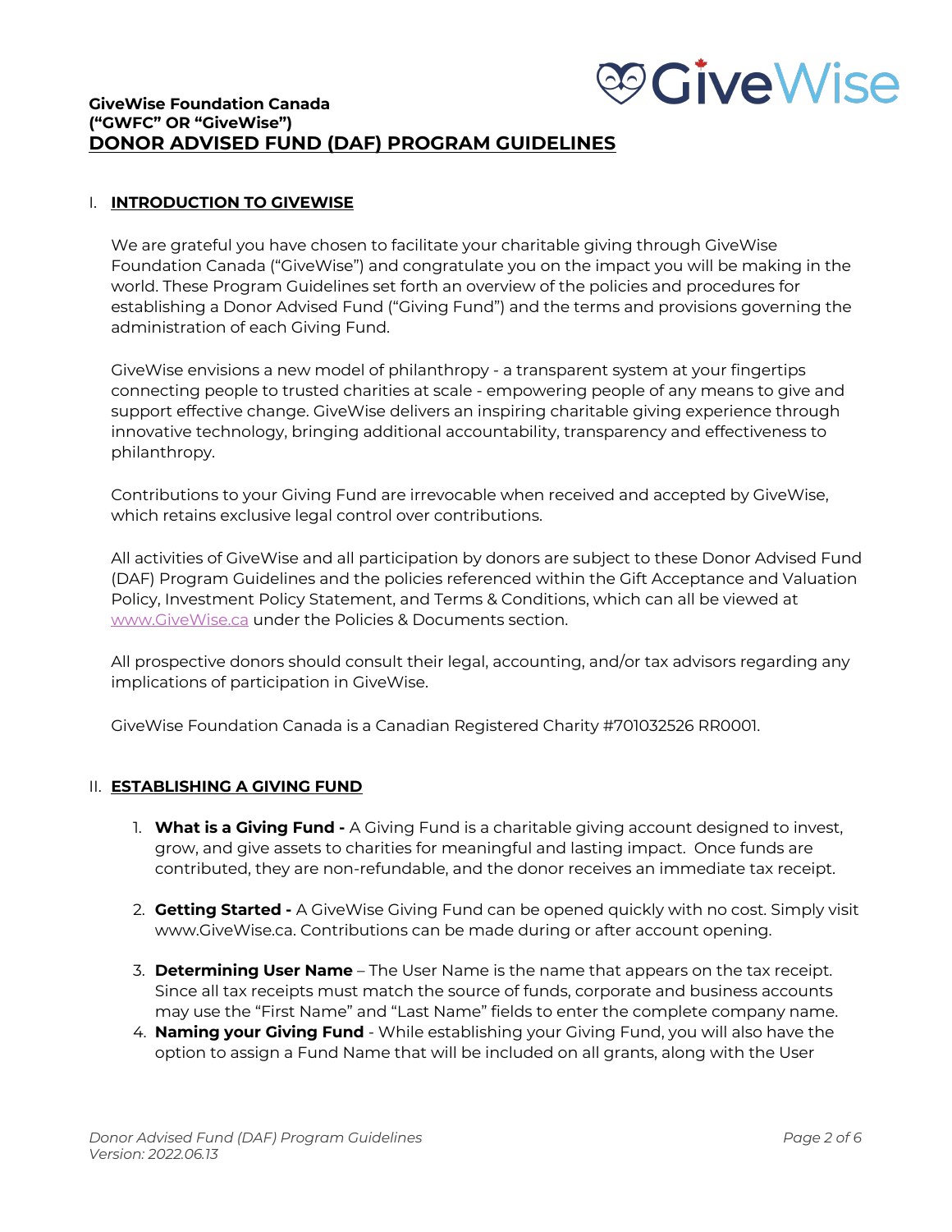**GiveWise Foundation Canada**
**("GWFC" OR "GiveWise")**

# DONOR ADVISED FUND (DAF) PROGRAM GUIDELINES

## I. INTRODUCTION TO GIVEWISE

We are grateful you have chosen to facilitate your charitable giving through GiveWise Foundation Canada ("GiveWise") and congratulate you on the impact you will be making in the world. These Program Guidelines set forth an overview of the policies and procedures for establishing a Donor Advised Fund ("Giving Fund") and the terms and provisions governing the administration of each Giving Fund.

GiveWise envisions a new model of philanthropy - a transparent system at your fingertips connecting people to trusted charities at scale - empowering people of any means to give and support effective change. GiveWise delivers an inspiring charitable giving experience through innovative technology, bringing additional accountability, transparency and effectiveness to philanthropy.

Contributions to your Giving Fund are irrevocable when received and accepted by GiveWise, which retains exclusive legal control over contributions.

All activities of GiveWise and all participation by donors are subject to these Donor Advised Fund (DAF) Program Guidelines and the policies referenced within the Gift Acceptance and Valuation Policy, Investment Policy Statement, and Terms & Conditions, which can all be viewed at www.GiveWise.ca under the Policies & Documents section.

All prospective donors should consult their legal, accounting, and/or tax advisors regarding any implications of participation in GiveWise.

GiveWise Foundation Canada is a Canadian Registered Charity #701032526 RR0001.

## II. ESTABLISHING A GIVING FUND

1. **What is a Giving Fund -** A Giving Fund is a charitable giving account designed to invest, grow, and give assets to charities for meaningful and lasting impact. Once funds are contributed, they are non-refundable, and the donor receives an immediate tax receipt.

2. **Getting Started -** A GiveWise Giving Fund can be opened quickly with no cost. Simply visit www.GiveWise.ca. Contributions can be made during or after account opening.

3. **Determining User Name** – The User Name is the name that appears on the tax receipt. Since all tax receipts must match the source of funds, corporate and business accounts may use the "First Name" and "Last Name" fields to enter the complete company name.
4. **Naming your Giving Fund** - While establishing your Giving Fund, you will also have the option to assign a Fund Name that will be included on all grants, along with the User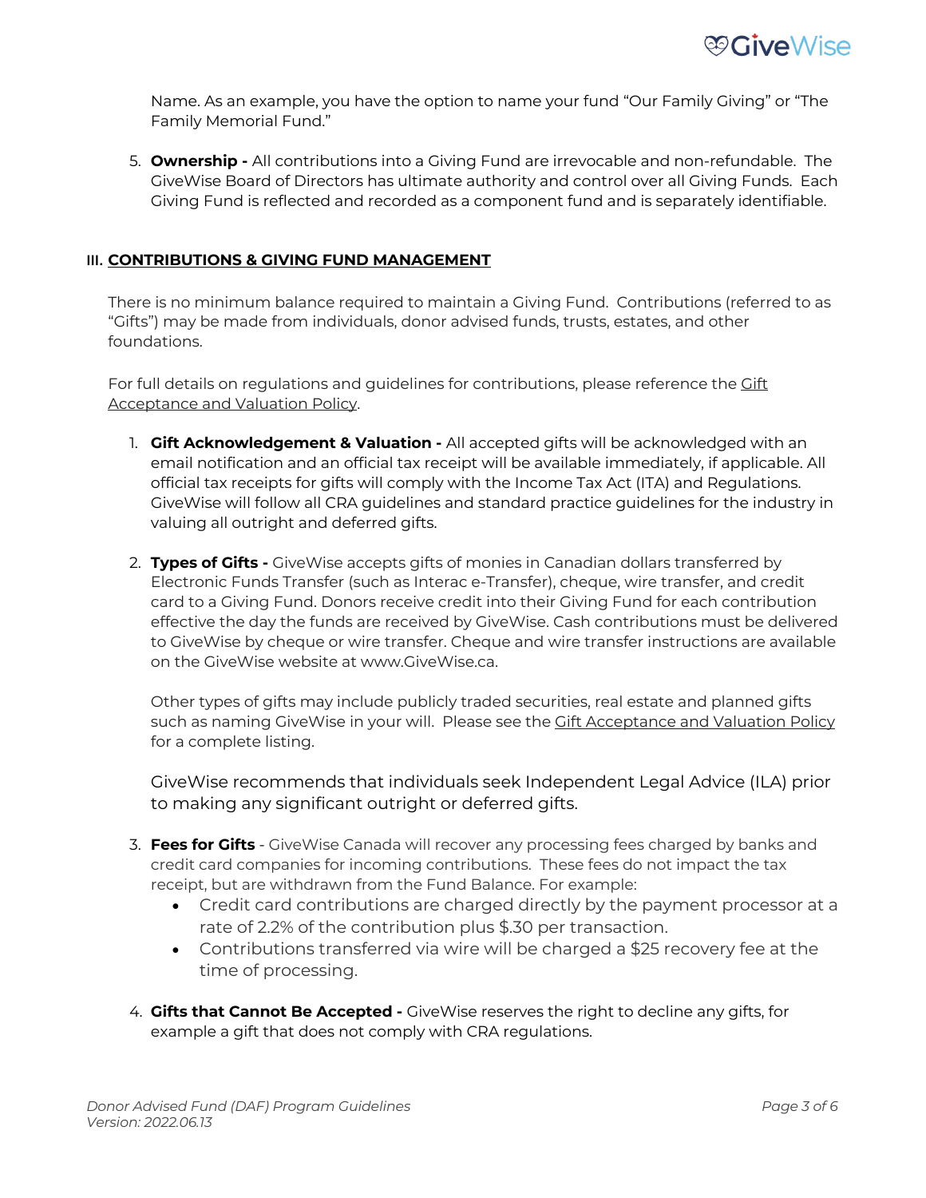Name. As an example, you have the option to name your fund "Our Family Giving" or "The Family Memorial Fund."

5. **Ownership -** All contributions into a Giving Fund are irrevocable and non-refundable. The GiveWise Board of Directors has ultimate authority and control over all Giving Funds. Each Giving Fund is reflected and recorded as a component fund and is separately identifiable.

## III. CONTRIBUTIONS & GIVING FUND MANAGEMENT

There is no minimum balance required to maintain a Giving Fund. Contributions (referred to as "Gifts") may be made from individuals, donor advised funds, trusts, estates, and other foundations.

For full details on regulations and guidelines for contributions, please reference the Gift Acceptance and Valuation Policy.

1. **Gift Acknowledgement & Valuation -** All accepted gifts will be acknowledged with an email notification and an official tax receipt will be available immediately, if applicable. All official tax receipts for gifts will comply with the Income Tax Act (ITA) and Regulations. GiveWise will follow all CRA guidelines and standard practice guidelines for the industry in valuing all outright and deferred gifts.

2. **Types of Gifts -** GiveWise accepts gifts of monies in Canadian dollars transferred by Electronic Funds Transfer (such as Interac e-Transfer), cheque, wire transfer, and credit card to a Giving Fund. Donors receive credit into their Giving Fund for each contribution effective the day the funds are received by GiveWise. Cash contributions must be delivered to GiveWise by cheque or wire transfer. Cheque and wire transfer instructions are available on the GiveWise website at www.GiveWise.ca.

   Other types of gifts may include publicly traded securities, real estate and planned gifts such as naming GiveWise in your will. Please see the Gift Acceptance and Valuation Policy for a complete listing.

   GiveWise recommends that individuals seek Independent Legal Advice (ILA) prior to making any significant outright or deferred gifts.

3. **Fees for Gifts** - GiveWise Canada will recover any processing fees charged by banks and credit card companies for incoming contributions. These fees do not impact the tax receipt, but are withdrawn from the Fund Balance. For example:
   - Credit card contributions are charged directly by the payment processor at a rate of 2.2% of the contribution plus $.30 per transaction.
   - Contributions transferred via wire will be charged a $25 recovery fee at the time of processing.

4. **Gifts that Cannot Be Accepted -** GiveWise reserves the right to decline any gifts, for example a gift that does not comply with CRA regulations.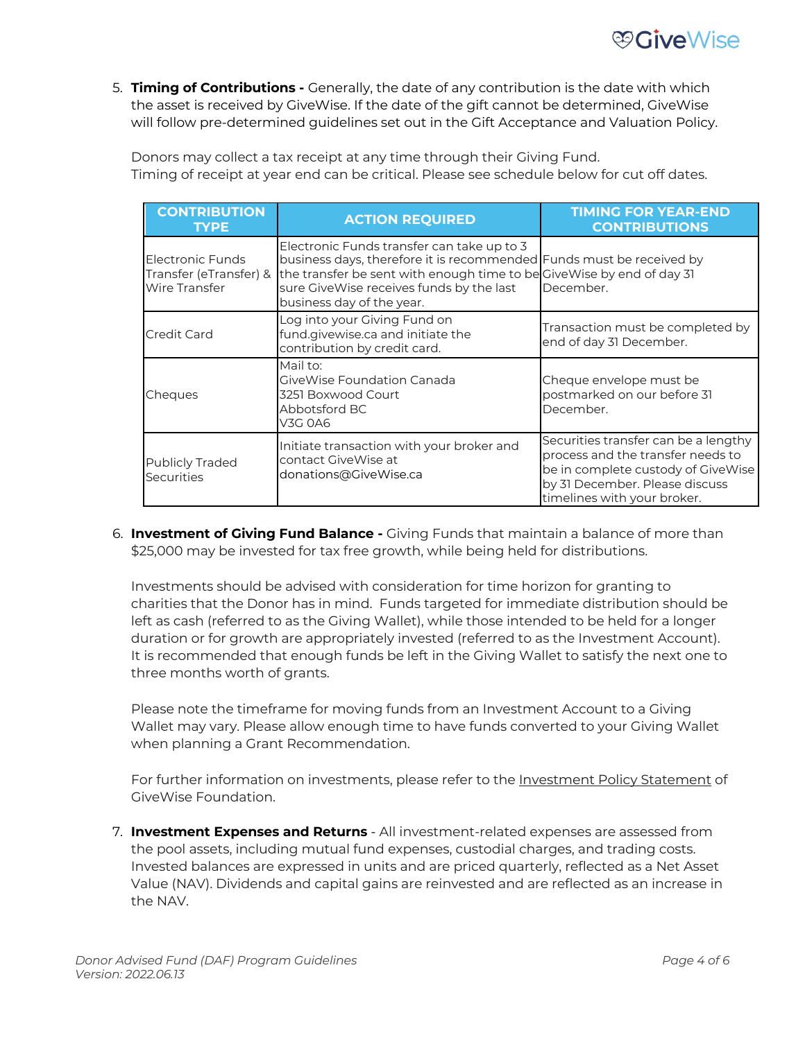5. **Timing of Contributions -** Generally, the date of any contribution is the date with which the asset is received by GiveWise. If the date of the gift cannot be determined, GiveWise will follow pre-determined guidelines set out in the Gift Acceptance and Valuation Policy.

   Donors may collect a tax receipt at any time through their Giving Fund.
   Timing of receipt at year end can be critical. Please see schedule below for cut off dates.

| CONTRIBUTION TYPE | ACTION REQUIRED | TIMING FOR YEAR-END CONTRIBUTIONS |
|---|---|---|
| Electronic Funds Transfer (eTransfer) & Wire Transfer | Electronic Funds transfer can take up to 3 business days, therefore it is recommended the transfer be sent with enough time to be sure GiveWise receives funds by the last business day of the year. | Funds must be received by GiveWise by end of day 31 December. |
| Credit Card | Log into your Giving Fund on fund.givewise.ca and initiate the contribution by credit card. | Transaction must be completed by end of day 31 December. |
| Cheques | Mail to:<br>GiveWise Foundation Canada<br>3251 Boxwood Court<br>Abbotsford BC<br>V3G 0A6 | Cheque envelope must be postmarked on our before 31 December. |
| Publicly Traded Securities | Initiate transaction with your broker and contact GiveWise at donations@GiveWise.ca | Securities transfer can be a lengthy process and the transfer needs to be in complete custody of GiveWise by 31 December. Please discuss timelines with your broker. |

6. **Investment of Giving Fund Balance -** Giving Funds that maintain a balance of more than $25,000 may be invested for tax free growth, while being held for distributions.

   Investments should be advised with consideration for time horizon for granting to charities that the Donor has in mind. Funds targeted for immediate distribution should be left as cash (referred to as the Giving Wallet), while those intended to be held for a longer duration or for growth are appropriately invested (referred to as the Investment Account). It is recommended that enough funds be left in the Giving Wallet to satisfy the next one to three months worth of grants.

   Please note the timeframe for moving funds from an Investment Account to a Giving Wallet may vary. Please allow enough time to have funds converted to your Giving Wallet when planning a Grant Recommendation.

   For further information on investments, please refer to the Investment Policy Statement of GiveWise Foundation.

7. **Investment Expenses and Returns** - All investment-related expenses are assessed from the pool assets, including mutual fund expenses, custodial charges, and trading costs. Invested balances are expressed in units and are priced quarterly, reflected as a Net Asset Value (NAV). Dividends and capital gains are reinvested and are reflected as an increase in the NAV.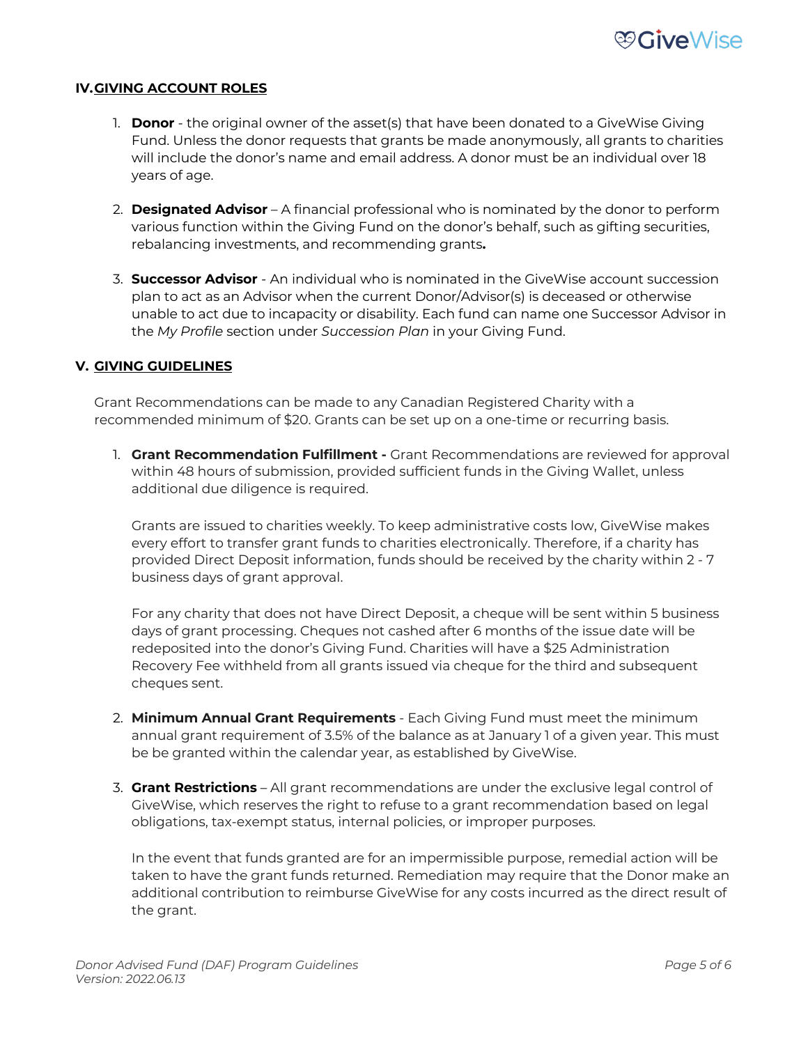## IV. GIVING ACCOUNT ROLES

1. **Donor** - the original owner of the asset(s) that have been donated to a GiveWise Giving Fund. Unless the donor requests that grants be made anonymously, all grants to charities will include the donor's name and email address. A donor must be an individual over 18 years of age.

2. **Designated Advisor** – A financial professional who is nominated by the donor to perform various function within the Giving Fund on the donor's behalf, such as gifting securities, rebalancing investments, and recommending grants**.**

3. **Successor Advisor** - An individual who is nominated in the GiveWise account succession plan to act as an Advisor when the current Donor/Advisor(s) is deceased or otherwise unable to act due to incapacity or disability. Each fund can name one Successor Advisor in the *My Profile* section under *Succession Plan* in your Giving Fund.

## V. GIVING GUIDELINES

Grant Recommendations can be made to any Canadian Registered Charity with a recommended minimum of $20. Grants can be set up on a one-time or recurring basis.

1. **Grant Recommendation Fulfillment -** Grant Recommendations are reviewed for approval within 48 hours of submission, provided sufficient funds in the Giving Wallet, unless additional due diligence is required.

   Grants are issued to charities weekly. To keep administrative costs low, GiveWise makes every effort to transfer grant funds to charities electronically. Therefore, if a charity has provided Direct Deposit information, funds should be received by the charity within 2 - 7 business days of grant approval.

   For any charity that does not have Direct Deposit, a cheque will be sent within 5 business days of grant processing. Cheques not cashed after 6 months of the issue date will be redeposited into the donor's Giving Fund. Charities will have a $25 Administration Recovery Fee withheld from all grants issued via cheque for the third and subsequent cheques sent.

2. **Minimum Annual Grant Requirements** - Each Giving Fund must meet the minimum annual grant requirement of 3.5% of the balance as at January 1 of a given year. This must be be granted within the calendar year, as established by GiveWise.

3. **Grant Restrictions** – All grant recommendations are under the exclusive legal control of GiveWise, which reserves the right to refuse to a grant recommendation based on legal obligations, tax-exempt status, internal policies, or improper purposes.

   In the event that funds granted are for an impermissible purpose, remedial action will be taken to have the grant funds returned. Remediation may require that the Donor make an additional contribution to reimburse GiveWise for any costs incurred as the direct result of the grant.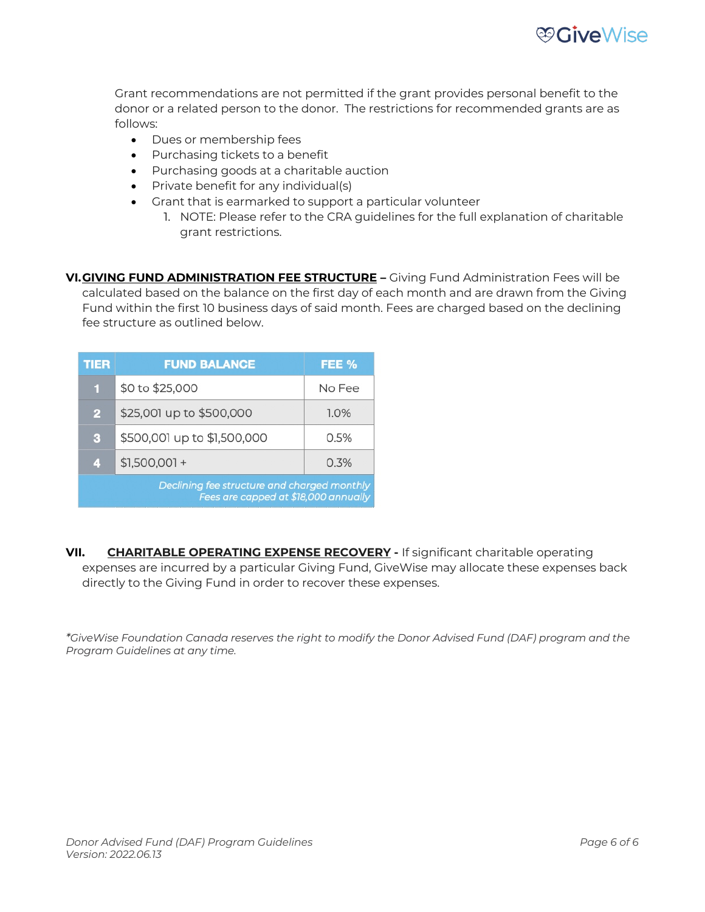Grant recommendations are not permitted if the grant provides personal benefit to the donor or a related person to the donor. The restrictions for recommended grants are as follows:

- Dues or membership fees
- Purchasing tickets to a benefit
- Purchasing goods at a charitable auction
- Private benefit for any individual(s)
- Grant that is earmarked to support a particular volunteer
    1. NOTE: Please refer to the CRA guidelines for the full explanation of charitable grant restrictions.

**VI. <u>GIVING FUND ADMINISTRATION FEE STRUCTURE</u> –** Giving Fund Administration Fees will be calculated based on the balance on the first day of each month and are drawn from the Giving Fund within the first 10 business days of said month. Fees are charged based on the declining fee structure as outlined below.

| TIER | FUND BALANCE | FEE % |
|---|---|---|
| 1 | $0 to $25,000 | No Fee |
| 2 | $25,001 up to $500,000 | 1.0% |
| 3 | $500,001 up to $1,500,000 | 0.5% |
| 4 | $1,500,001 + | 0.3% |
| | *Declining fee structure and charged monthly Fees are capped at $18,000 annually* | |

**VII. <u>CHARITABLE OPERATING EXPENSE RECOVERY</u> -** If significant charitable operating expenses are incurred by a particular Giving Fund, GiveWise may allocate these expenses back directly to the Giving Fund in order to recover these expenses.

*\*GiveWise Foundation Canada reserves the right to modify the Donor Advised Fund (DAF) program and the Program Guidelines at any time.*